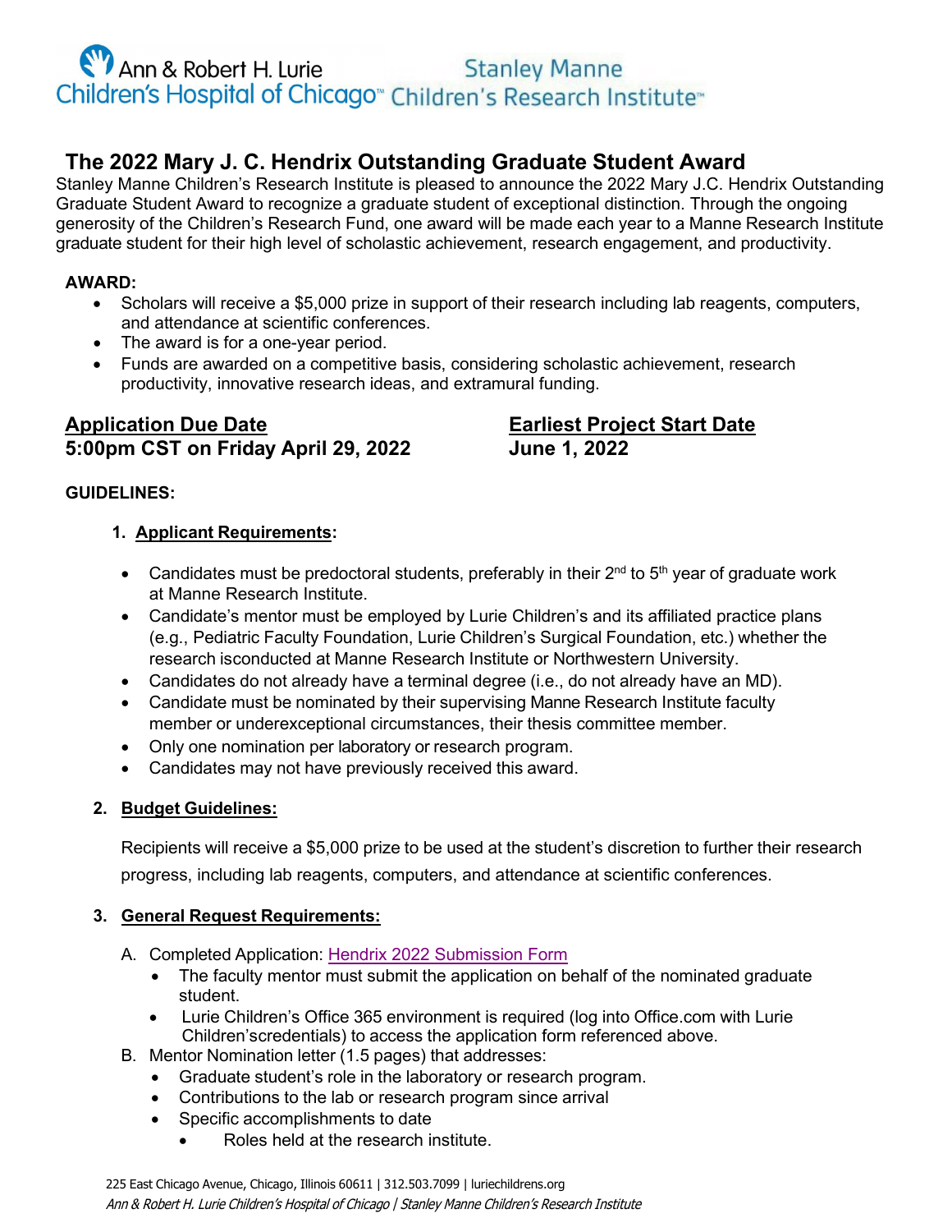Ann & Robert H. Lurie Children's Hospital of Chicago™ Stanley Manne Children's Research Institute™

# The 2022 Mary J. C. Hendrix Outstanding Graduate Student Award

Stanley Manne Children's Research Institute is pleased to announce the 2022 Mary J.C. Hendrix Outstanding Graduate Student Award to recognize a graduate student of exceptional distinction. Through the ongoing generosity of the Children's Research Fund, one award will be made each year to a Manne Research Institute graduate student for their high level of scholastic achievement, research engagement, and productivity.

**AWARD:**

- Scholars will receive a $5,000 prize in support of their research including lab reagents, computers, and attendance at scientific conferences.
- The award is for a one-year period.
- Funds are awarded on a competitive basis, considering scholastic achievement, research productivity, innovative research ideas, and extramural funding.

**Application Due Date**
**5:00pm CST on Friday April 29, 2022**

**Earliest Project Start Date**
**June 1, 2022**

**GUIDELINES:**

1. **Applicant Requirements:**

- Candidates must be predoctoral students, preferably in their 2nd to 5th year of graduate work at Manne Research Institute.
- Candidate's mentor must be employed by Lurie Children's and its affiliated practice plans (e.g., Pediatric Faculty Foundation, Lurie Children's Surgical Foundation, etc.) whether the research isconducted at Manne Research Institute or Northwestern University.
- Candidates do not already have a terminal degree (i.e., do not already have an MD).
- Candidate must be nominated by their supervising Manne Research Institute faculty member or underexceptional circumstances, their thesis committee member.
- Only one nomination per laboratory or research program.
- Candidates may not have previously received this award.

2. **Budget Guidelines:**

Recipients will receive a $5,000 prize to be used at the student's discretion to further their research progress, including lab reagents, computers, and attendance at scientific conferences.

3. **General Request Requirements:**

A. Completed Application: Hendrix 2022 Submission Form
   - The faculty mentor must submit the application on behalf of the nominated graduate student.
   - Lurie Children's Office 365 environment is required (log into Office.com with Lurie Children'scredentials) to access the application form referenced above.

B. Mentor Nomination letter (1.5 pages) that addresses:
   - Graduate student's role in the laboratory or research program.
   - Contributions to the lab or research program since arrival
   - Specific accomplishments to date
     - Roles held at the research institute.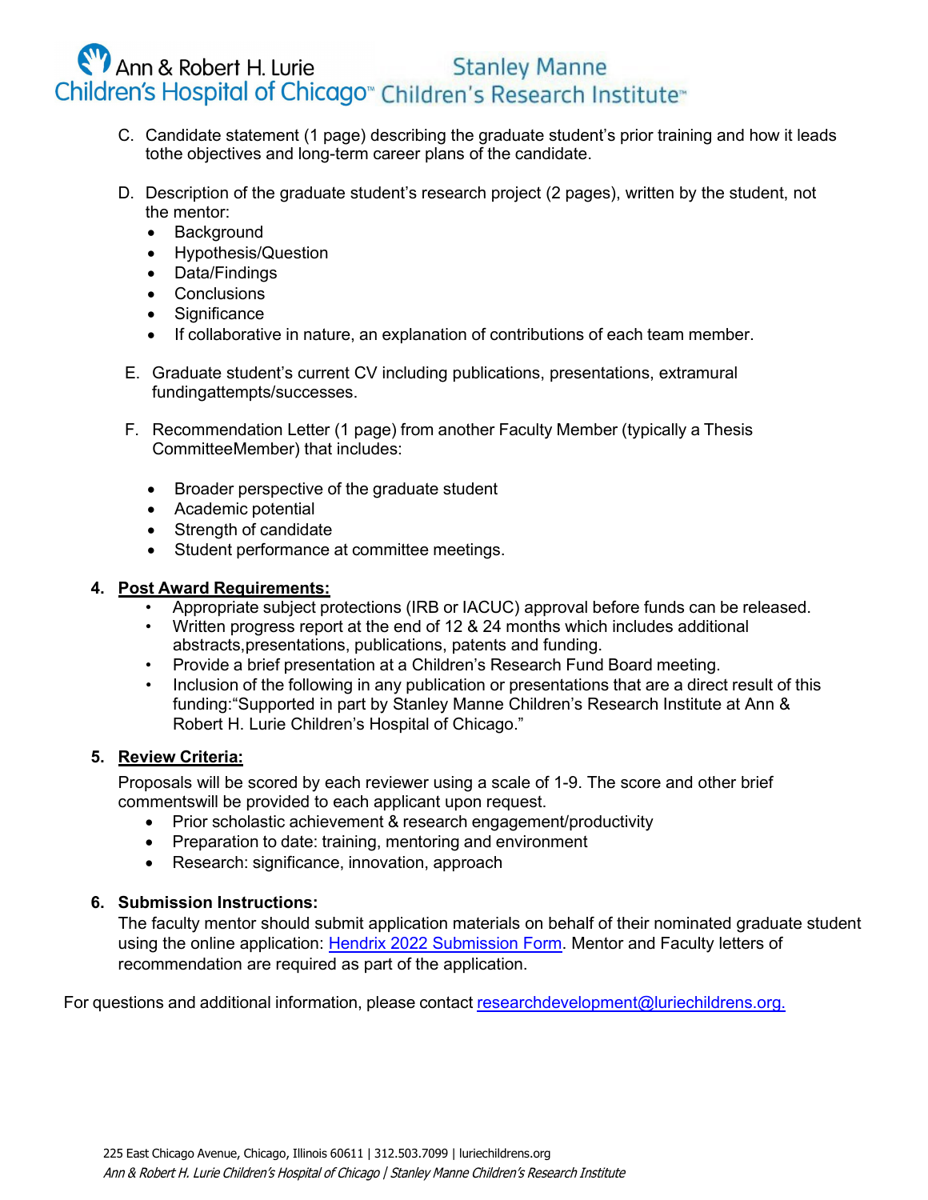C. Candidate statement (1 page) describing the graduate student's prior training and how it leads tothe objectives and long-term career plans of the candidate.

D. Description of the graduate student's research project (2 pages), written by the student, not the mentor:
   - Background
   - Hypothesis/Question
   - Data/Findings
   - Conclusions
   - Significance
   - If collaborative in nature, an explanation of contributions of each team member.

E. Graduate student's current CV including publications, presentations, extramural fundingattempts/successes.

F. Recommendation Letter (1 page) from another Faculty Member (typically a Thesis CommitteeMember) that includes:

   - Broader perspective of the graduate student
   - Academic potential
   - Strength of candidate
   - Student performance at committee meetings.

4. **Post Award Requirements:**
   - Appropriate subject protections (IRB or IACUC) approval before funds can be released.
   - Written progress report at the end of 12 & 24 months which includes additional abstracts,presentations, publications, patents and funding.
   - Provide a brief presentation at a Children's Research Fund Board meeting.
   - Inclusion of the following in any publication or presentations that are a direct result of this funding:"Supported in part by Stanley Manne Children's Research Institute at Ann & Robert H. Lurie Children's Hospital of Chicago."

5. **Review Criteria:**

   Proposals will be scored by each reviewer using a scale of 1-9. The score and other brief commentswill be provided to each applicant upon request.
   - Prior scholastic achievement & research engagement/productivity
   - Preparation to date: training, mentoring and environment
   - Research: significance, innovation, approach

6. **Submission Instructions:**

   The faculty mentor should submit application materials on behalf of their nominated graduate student using the online application: Hendrix 2022 Submission Form. Mentor and Faculty letters of recommendation are required as part of the application.

For questions and additional information, please contact researchdevelopment@luriechildrens.org.